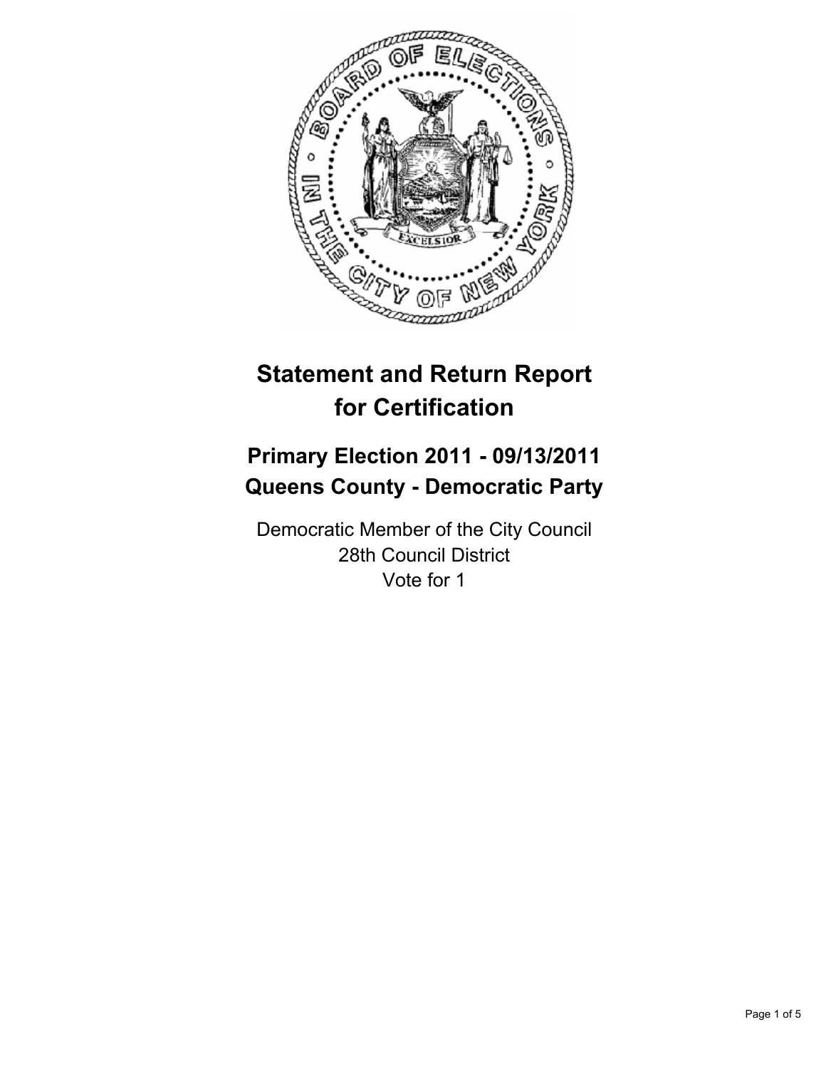# Statement and Return Report for Certification

## Primary Election 2011 - 09/13/2011
## Queens County - Democratic Party

Democratic Member of the City Council
28th Council District
Vote for 1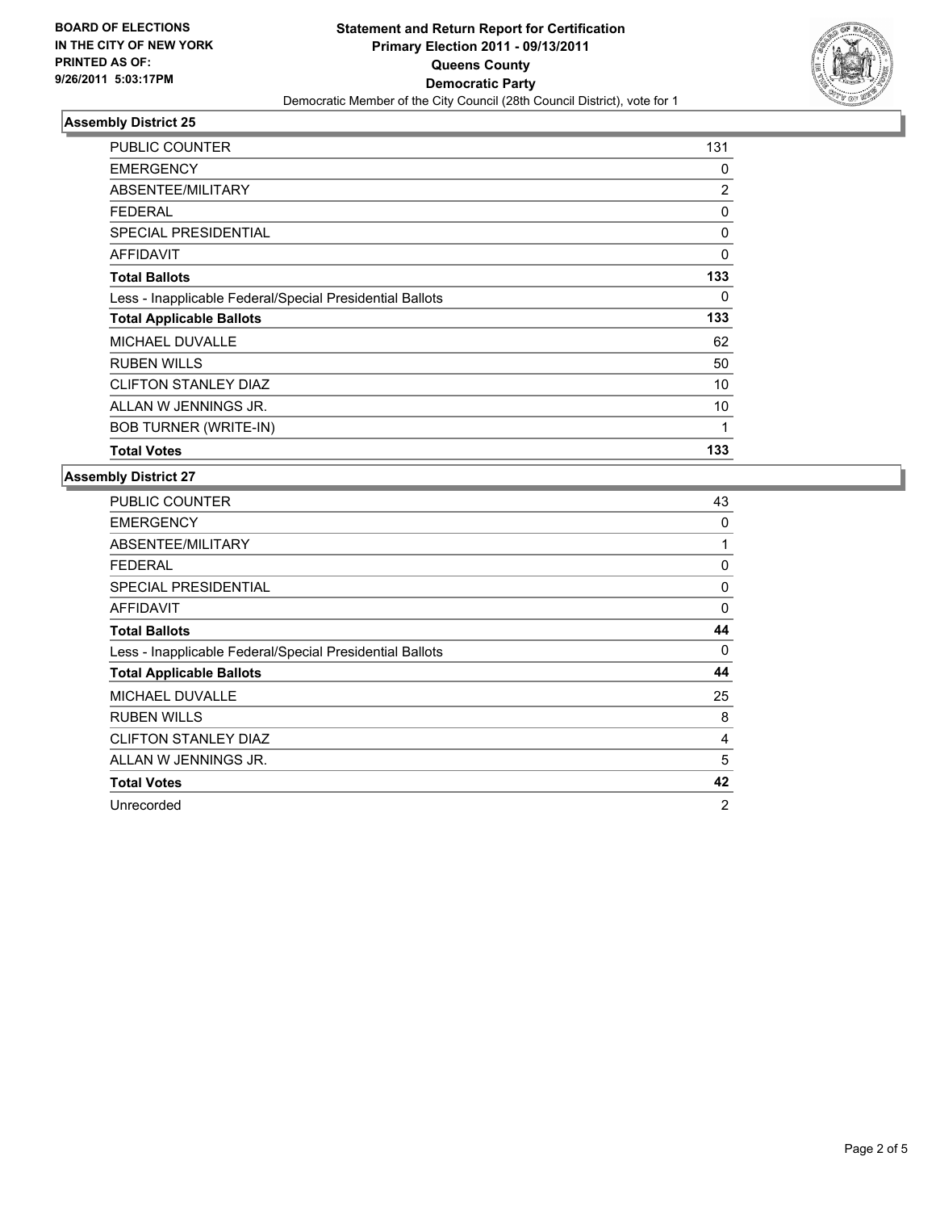**BOARD OF ELECTIONS IN THE CITY OF NEW YORK PRINTED AS OF: 9/26/2011 5:03:17PM**

**Statement and Return Report for Certification**
**Primary Election 2011 - 09/13/2011**
**Queens County**
**Democratic Party**
Democratic Member of the City Council (28th Council District), vote for 1

### Assembly District 25

| | |
|---|---|
| PUBLIC COUNTER | 131 |
| EMERGENCY | 0 |
| ABSENTEE/MILITARY | 2 |
| FEDERAL | 0 |
| SPECIAL PRESIDENTIAL | 0 |
| AFFIDAVIT | 0 |
| **Total Ballots** | **133** |
| Less - Inapplicable Federal/Special Presidential Ballots | 0 |
| **Total Applicable Ballots** | **133** |
| MICHAEL DUVALLE | 62 |
| RUBEN WILLS | 50 |
| CLIFTON STANLEY DIAZ | 10 |
| ALLAN W JENNINGS JR. | 10 |
| BOB TURNER (WRITE-IN) | 1 |
| **Total Votes** | **133** |

### Assembly District 27

| | |
|---|---|
| PUBLIC COUNTER | 43 |
| EMERGENCY | 0 |
| ABSENTEE/MILITARY | 1 |
| FEDERAL | 0 |
| SPECIAL PRESIDENTIAL | 0 |
| AFFIDAVIT | 0 |
| **Total Ballots** | **44** |
| Less - Inapplicable Federal/Special Presidential Ballots | 0 |
| **Total Applicable Ballots** | **44** |
| MICHAEL DUVALLE | 25 |
| RUBEN WILLS | 8 |
| CLIFTON STANLEY DIAZ | 4 |
| ALLAN W JENNINGS JR. | 5 |
| **Total Votes** | **42** |
| Unrecorded | 2 |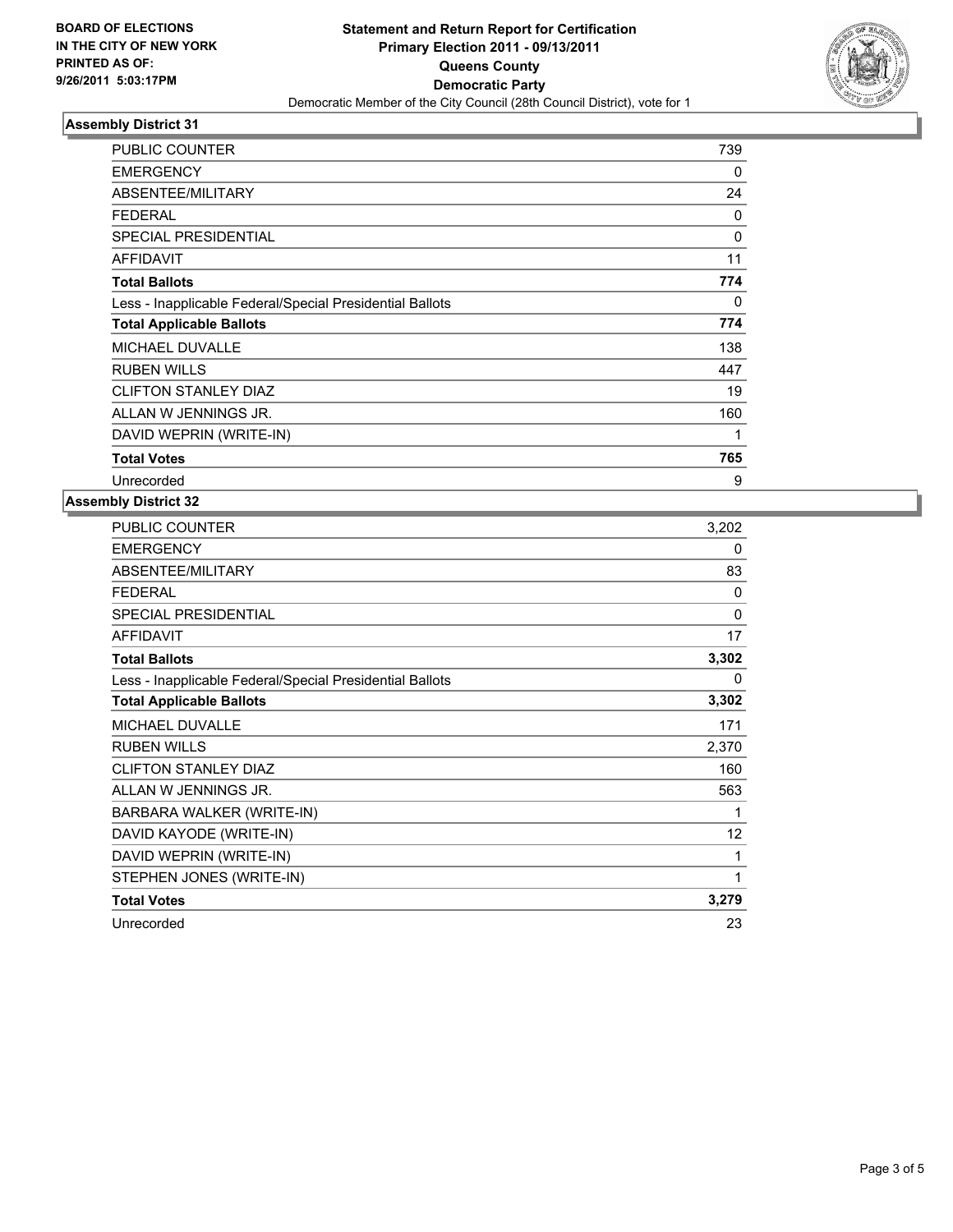**BOARD OF ELECTIONS IN THE CITY OF NEW YORK PRINTED AS OF: 9/26/2011 5:03:17PM**

**Statement and Return Report for Certification**
**Primary Election 2011 - 09/13/2011**
**Queens County**
**Democratic Party**
Democratic Member of the City Council (28th Council District), vote for 1

### Assembly District 31

| | |
|---|---|
| PUBLIC COUNTER | 739 |
| EMERGENCY | 0 |
| ABSENTEE/MILITARY | 24 |
| FEDERAL | 0 |
| SPECIAL PRESIDENTIAL | 0 |
| AFFIDAVIT | 11 |
| **Total Ballots** | **774** |
| Less - Inapplicable Federal/Special Presidential Ballots | 0 |
| **Total Applicable Ballots** | **774** |
| MICHAEL DUVALLE | 138 |
| RUBEN WILLS | 447 |
| CLIFTON STANLEY DIAZ | 19 |
| ALLAN W JENNINGS JR. | 160 |
| DAVID WEPRIN (WRITE-IN) | 1 |
| **Total Votes** | **765** |
| Unrecorded | 9 |

### Assembly District 32

| | |
|---|---|
| PUBLIC COUNTER | 3,202 |
| EMERGENCY | 0 |
| ABSENTEE/MILITARY | 83 |
| FEDERAL | 0 |
| SPECIAL PRESIDENTIAL | 0 |
| AFFIDAVIT | 17 |
| **Total Ballots** | **3,302** |
| Less - Inapplicable Federal/Special Presidential Ballots | 0 |
| **Total Applicable Ballots** | **3,302** |
| MICHAEL DUVALLE | 171 |
| RUBEN WILLS | 2,370 |
| CLIFTON STANLEY DIAZ | 160 |
| ALLAN W JENNINGS JR. | 563 |
| BARBARA WALKER (WRITE-IN) | 1 |
| DAVID KAYODE (WRITE-IN) | 12 |
| DAVID WEPRIN (WRITE-IN) | 1 |
| STEPHEN JONES (WRITE-IN) | 1 |
| **Total Votes** | **3,279** |
| Unrecorded | 23 |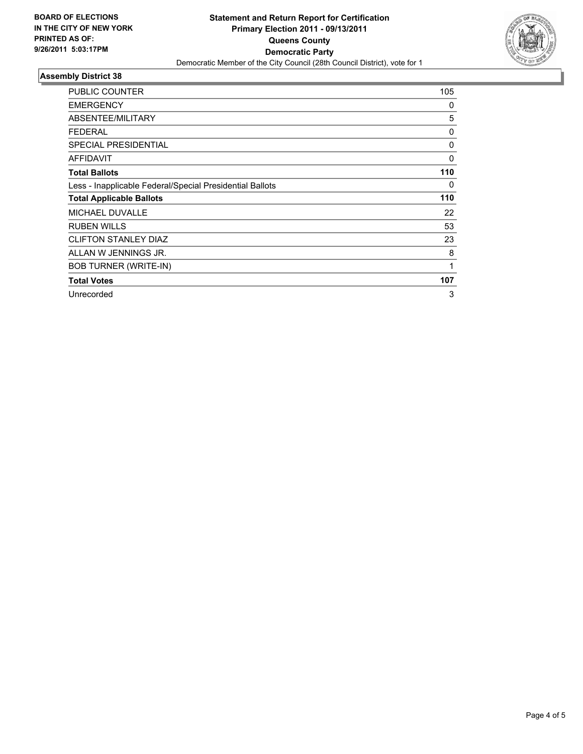**BOARD OF ELECTIONS IN THE CITY OF NEW YORK PRINTED AS OF: 9/26/2011 5:03:17PM**

**Statement and Return Report for Certification**
**Primary Election 2011 - 09/13/2011**
**Queens County**
**Democratic Party**
Democratic Member of the City Council (28th Council District), vote for 1

## Assembly District 38

| | |
|---|---|
| PUBLIC COUNTER | 105 |
| EMERGENCY | 0 |
| ABSENTEE/MILITARY | 5 |
| FEDERAL | 0 |
| SPECIAL PRESIDENTIAL | 0 |
| AFFIDAVIT | 0 |
| **Total Ballots** | **110** |
| Less - Inapplicable Federal/Special Presidential Ballots | 0 |
| **Total Applicable Ballots** | **110** |
| MICHAEL DUVALLE | 22 |
| RUBEN WILLS | 53 |
| CLIFTON STANLEY DIAZ | 23 |
| ALLAN W JENNINGS JR. | 8 |
| BOB TURNER (WRITE-IN) | 1 |
| **Total Votes** | **107** |
| Unrecorded | 3 |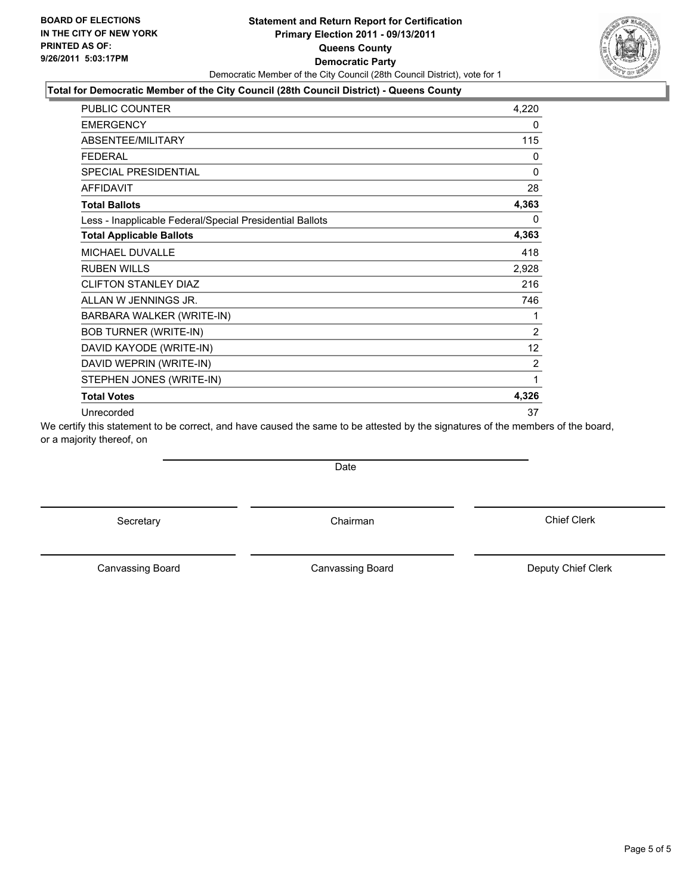**BOARD OF ELECTIONS IN THE CITY OF NEW YORK PRINTED AS OF: 9/26/2011 5:03:17PM**

# Statement and Return Report for Certification
## Primary Election 2011 - 09/13/2011
## Queens County
## Democratic Party

Democratic Member of the City Council (28th Council District), vote for 1

### Total for Democratic Member of the City Council (28th Council District) - Queens County

| | |
|---|---|
| PUBLIC COUNTER | 4,220 |
| EMERGENCY | 0 |
| ABSENTEE/MILITARY | 115 |
| FEDERAL | 0 |
| SPECIAL PRESIDENTIAL | 0 |
| AFFIDAVIT | 28 |
| **Total Ballots** | **4,363** |
| Less - Inapplicable Federal/Special Presidential Ballots | 0 |
| **Total Applicable Ballots** | **4,363** |
| MICHAEL DUVALLE | 418 |
| RUBEN WILLS | 2,928 |
| CLIFTON STANLEY DIAZ | 216 |
| ALLAN W JENNINGS JR. | 746 |
| BARBARA WALKER (WRITE-IN) | 1 |
| BOB TURNER (WRITE-IN) | 2 |
| DAVID KAYODE (WRITE-IN) | 12 |
| DAVID WEPRIN (WRITE-IN) | 2 |
| STEPHEN JONES (WRITE-IN) | 1 |
| **Total Votes** | **4,326** |
| Unrecorded | 37 |

We certify this statement to be correct, and have caused the same to be attested by the signatures of the members of the board, or a majority thereof, on

Date

Secretary

Chairman

Chief Clerk

Canvassing Board

Canvassing Board

Deputy Chief Clerk